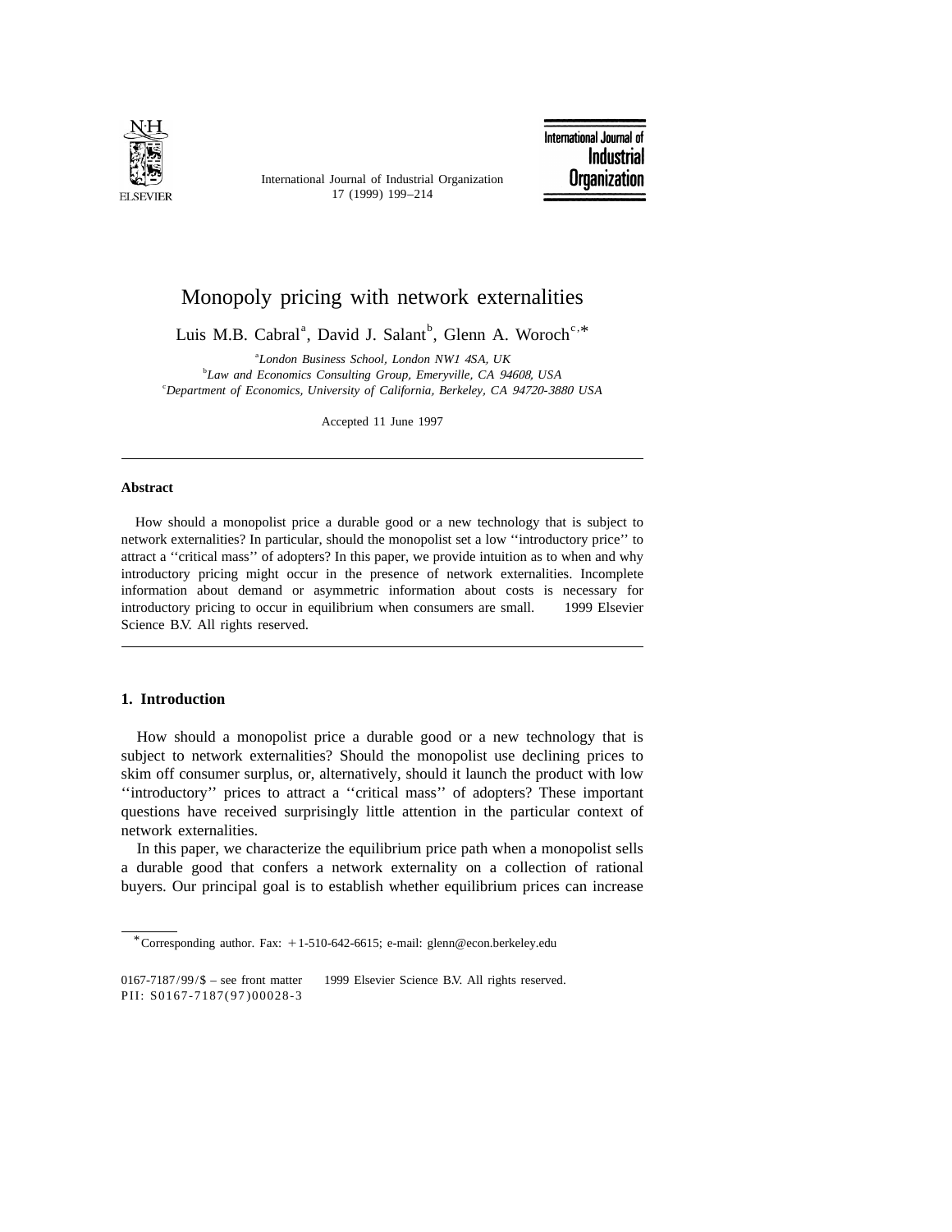# Monopoly pricing with network externalities

Luis M.B. Cabral[a], David J. Salant[b], Glenn A. Woroch[c,*]

[a] *London Business School, London NW1 4SA, UK*

[b] *Law and Economics Consulting Group, Emeryville, CA 94608, USA*

[c] *Department of Economics, University of California, Berkeley, CA 94720-3880 USA*

Accepted 11 June 1997

---

**Abstract**

How should a monopolist price a durable good or a new technology that is subject to network externalities? In particular, should the monopolist set a low ''introductory price'' to attract a ''critical mass'' of adopters? In this paper, we provide intuition as to when and why introductory pricing might occur in the presence of network externalities. Incomplete information about demand or asymmetric information about costs is necessary for introductory pricing to occur in equilibrium when consumers are small. © 1999 Elsevier Science B.V. All rights reserved.

---

## 1. Introduction

How should a monopolist price a durable good or a new technology that is subject to network externalities? Should the monopolist use declining prices to skim off consumer surplus, or, alternatively, should it launch the product with low ''introductory'' prices to attract a ''critical mass'' of adopters? These important questions have received surprisingly little attention in the particular context of network externalities.

In this paper, we characterize the equilibrium price path when a monopolist sells a durable good that confers a network externality on a collection of rational buyers. Our principal goal is to establish whether equilibrium prices can increase

---

\* Corresponding author. Fax: +1-510-642-6615; e-mail: glenn@econ.berkeley.edu

0167-7187/99/$ – see front matter © 1999 Elsevier Science B.V. All rights reserved.
PII: S0167-7187(97)00028-3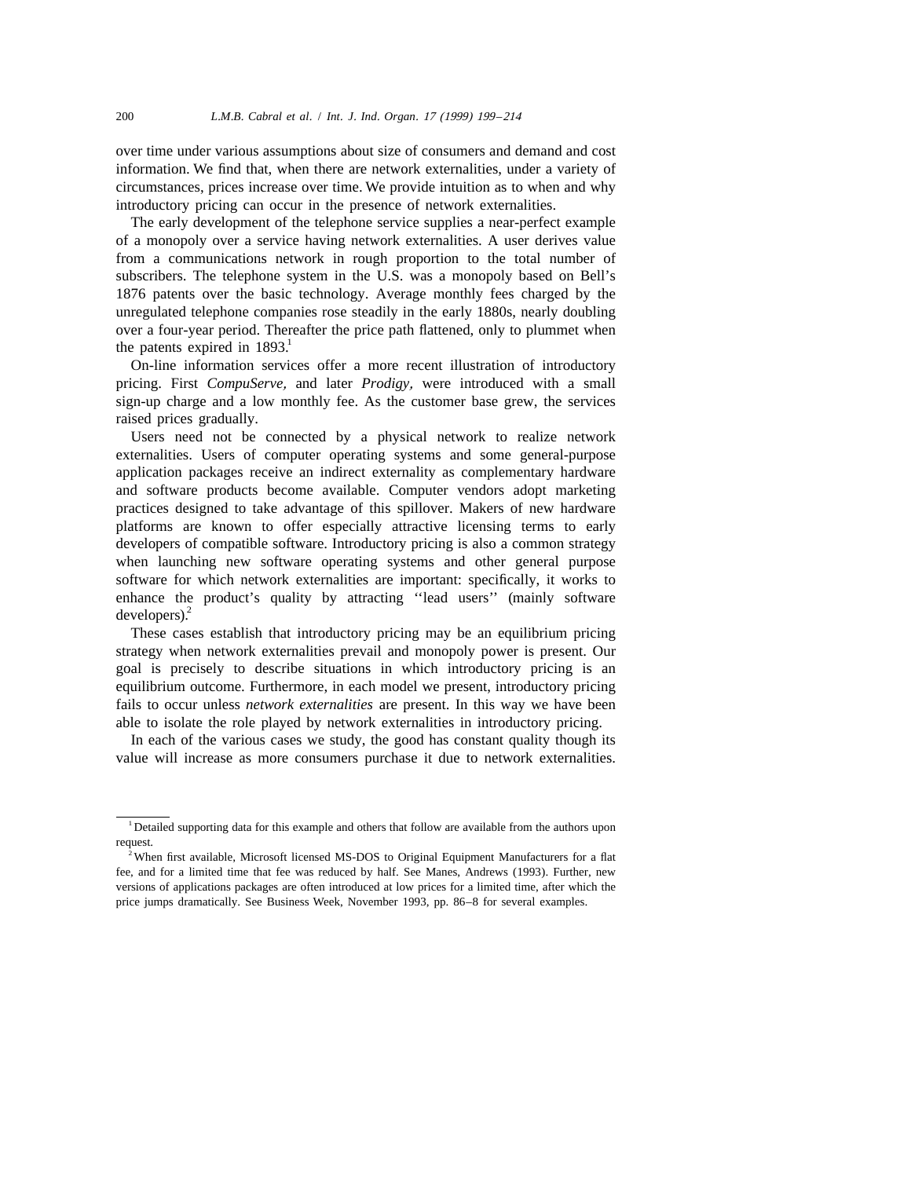over time under various assumptions about size of consumers and demand and cost information. We find that, when there are network externalities, under a variety of circumstances, prices increase over time. We provide intuition as to when and why introductory pricing can occur in the presence of network externalities.

The early development of the telephone service supplies a near-perfect example of a monopoly over a service having network externalities. A user derives value from a communications network in rough proportion to the total number of subscribers. The telephone system in the U.S. was a monopoly based on Bell's 1876 patents over the basic technology. Average monthly fees charged by the unregulated telephone companies rose steadily in the early 1880s, nearly doubling over a four-year period. Thereafter the price path flattened, only to plummet when the patents expired in 1893.[1]

On-line information services offer a more recent illustration of introductory pricing. First *CompuServe,* and later *Prodigy,* were introduced with a small sign-up charge and a low monthly fee. As the customer base grew, the services raised prices gradually.

Users need not be connected by a physical network to realize network externalities. Users of computer operating systems and some general-purpose application packages receive an indirect externality as complementary hardware and software products become available. Computer vendors adopt marketing practices designed to take advantage of this spillover. Makers of new hardware platforms are known to offer especially attractive licensing terms to early developers of compatible software. Introductory pricing is also a common strategy when launching new software operating systems and other general purpose software for which network externalities are important: specifically, it works to enhance the product's quality by attracting ''lead users'' (mainly software developers).[2]

These cases establish that introductory pricing may be an equilibrium pricing strategy when network externalities prevail and monopoly power is present. Our goal is precisely to describe situations in which introductory pricing is an equilibrium outcome. Furthermore, in each model we present, introductory pricing fails to occur unless *network externalities* are present. In this way we have been able to isolate the role played by network externalities in introductory pricing.

In each of the various cases we study, the good has constant quality though its value will increase as more consumers purchase it due to network externalities.

---

[1] Detailed supporting data for this example and others that follow are available from the authors upon request.

[2] When first available, Microsoft licensed MS-DOS to Original Equipment Manufacturers for a flat fee, and for a limited time that fee was reduced by half. See Manes, Andrews (1993). Further, new versions of applications packages are often introduced at low prices for a limited time, after which the price jumps dramatically. See Business Week, November 1993, pp. 86–8 for several examples.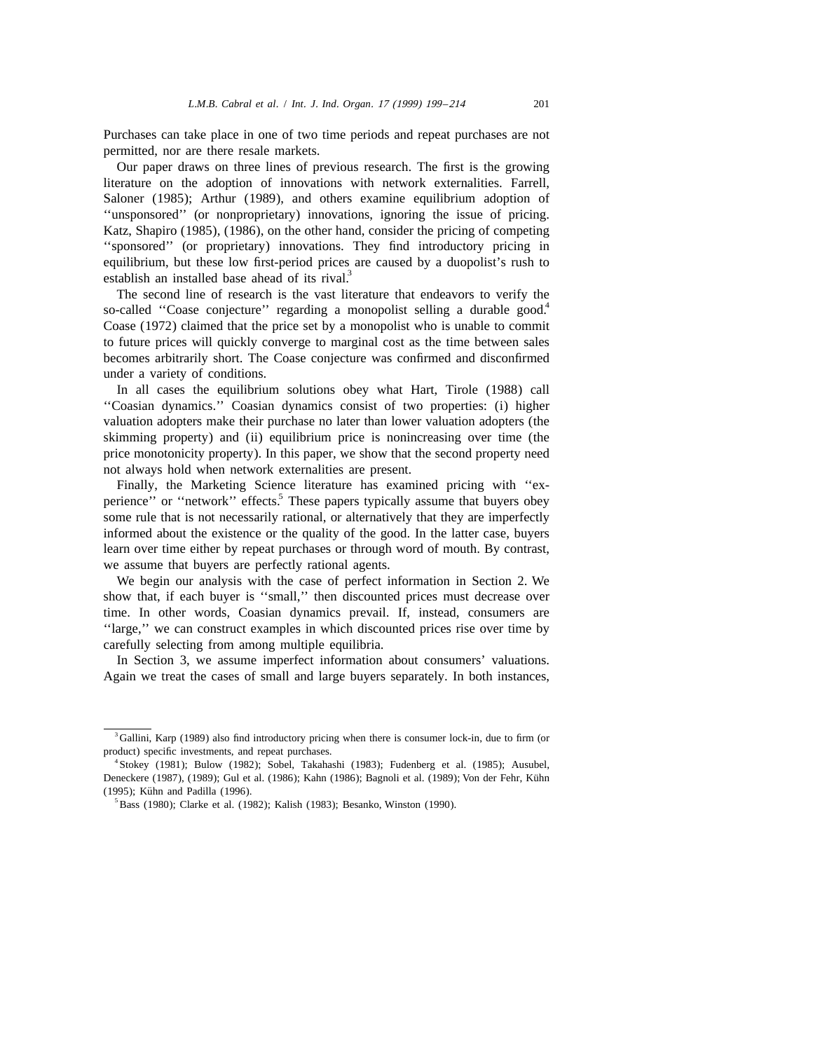Purchases can take place in one of two time periods and repeat purchases are not permitted, nor are there resale markets.

Our paper draws on three lines of previous research. The first is the growing literature on the adoption of innovations with network externalities. Farrell, Saloner (1985); Arthur (1989), and others examine equilibrium adoption of ''unsponsored'' (or nonproprietary) innovations, ignoring the issue of pricing. Katz, Shapiro (1985), (1986), on the other hand, consider the pricing of competing ''sponsored'' (or proprietary) innovations. They find introductory pricing in equilibrium, but these low first-period prices are caused by a duopolist's rush to establish an installed base ahead of its rival.[3]

The second line of research is the vast literature that endeavors to verify the so-called ''Coase conjecture'' regarding a monopolist selling a durable good.[4] Coase (1972) claimed that the price set by a monopolist who is unable to commit to future prices will quickly converge to marginal cost as the time between sales becomes arbitrarily short. The Coase conjecture was confirmed and disconfirmed under a variety of conditions.

In all cases the equilibrium solutions obey what Hart, Tirole (1988) call ''Coasian dynamics.'' Coasian dynamics consist of two properties: (i) higher valuation adopters make their purchase no later than lower valuation adopters (the skimming property) and (ii) equilibrium price is nonincreasing over time (the price monotonicity property). In this paper, we show that the second property need not always hold when network externalities are present.

Finally, the Marketing Science literature has examined pricing with ''experience'' or ''network'' effects.[5] These papers typically assume that buyers obey some rule that is not necessarily rational, or alternatively that they are imperfectly informed about the existence or the quality of the good. In the latter case, buyers learn over time either by repeat purchases or through word of mouth. By contrast, we assume that buyers are perfectly rational agents.

We begin our analysis with the case of perfect information in Section 2. We show that, if each buyer is ''small,'' then discounted prices must decrease over time. In other words, Coasian dynamics prevail. If, instead, consumers are ''large,'' we can construct examples in which discounted prices rise over time by carefully selecting from among multiple equilibria.

In Section 3, we assume imperfect information about consumers' valuations. Again we treat the cases of small and large buyers separately. In both instances,

---

[3] Gallini, Karp (1989) also find introductory pricing when there is consumer lock-in, due to firm (or product) specific investments, and repeat purchases.

[4] Stokey (1981); Bulow (1982); Sobel, Takahashi (1983); Fudenberg et al. (1985); Ausubel, Deneckere (1987), (1989); Gul et al. (1986); Kahn (1986); Bagnoli et al. (1989); Von der Fehr, Kühn (1995); Kühn and Padilla (1996).

[5] Bass (1980); Clarke et al. (1982); Kalish (1983); Besanko, Winston (1990).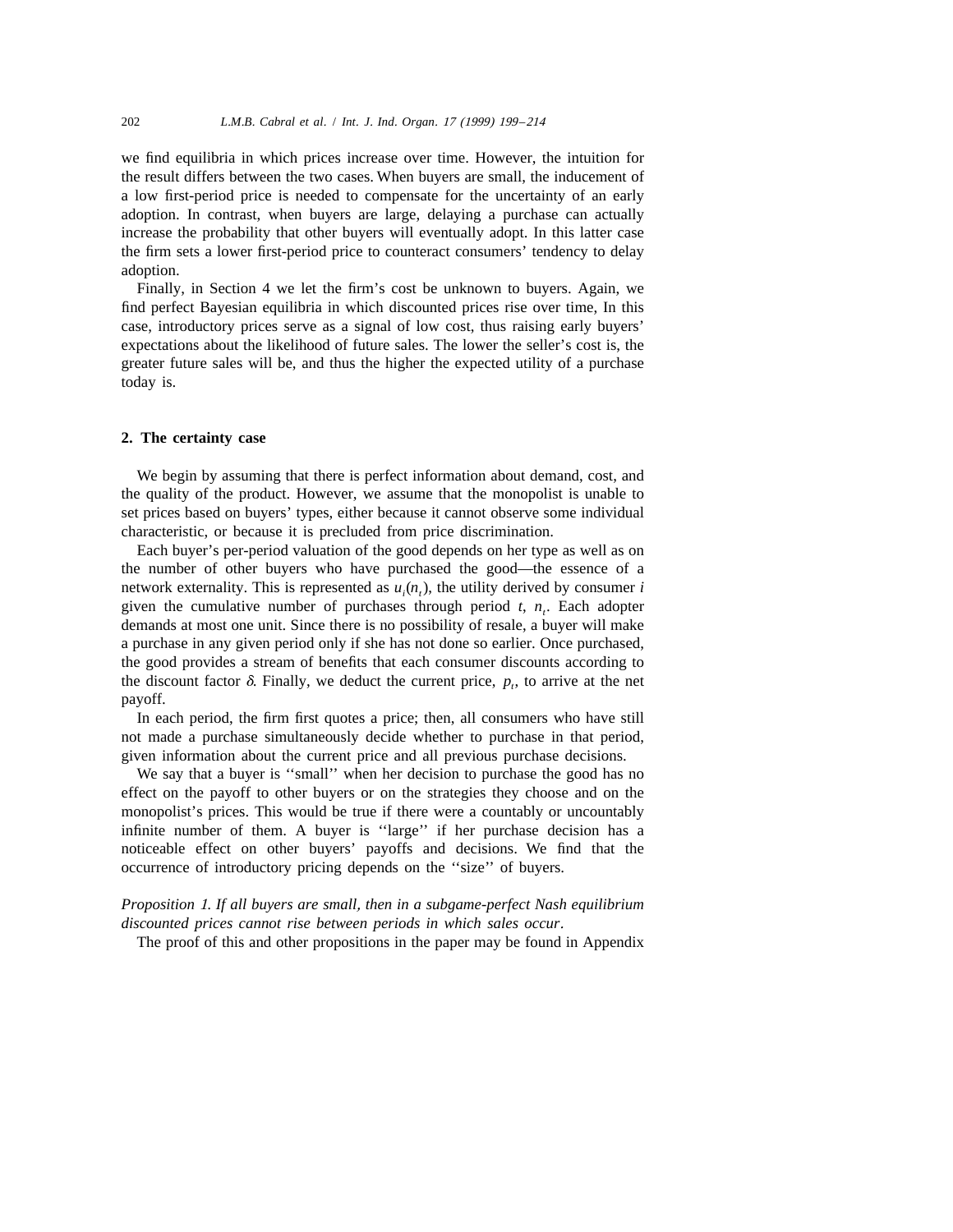we find equilibria in which prices increase over time. However, the intuition for the result differs between the two cases. When buyers are small, the inducement of a low first-period price is needed to compensate for the uncertainty of an early adoption. In contrast, when buyers are large, delaying a purchase can actually increase the probability that other buyers will eventually adopt. In this latter case the firm sets a lower first-period price to counteract consumers' tendency to delay adoption.

Finally, in Section 4 we let the firm's cost be unknown to buyers. Again, we find perfect Bayesian equilibria in which discounted prices rise over time, In this case, introductory prices serve as a signal of low cost, thus raising early buyers' expectations about the likelihood of future sales. The lower the seller's cost is, the greater future sales will be, and thus the higher the expected utility of a purchase today is.

## 2. The certainty case

We begin by assuming that there is perfect information about demand, cost, and the quality of the product. However, we assume that the monopolist is unable to set prices based on buyers' types, either because it cannot observe some individual characteristic, or because it is precluded from price discrimination.

Each buyer's per-period valuation of the good depends on her type as well as on the number of other buyers who have purchased the good—the essence of a network externality. This is represented as $u_i(n_t)$, the utility derived by consumer $i$ given the cumulative number of purchases through period $t$, $n_t$. Each adopter demands at most one unit. Since there is no possibility of resale, a buyer will make a purchase in any given period only if she has not done so earlier. Once purchased, the good provides a stream of benefits that each consumer discounts according to the discount factor $\delta$. Finally, we deduct the current price, $p_t$, to arrive at the net payoff.

In each period, the firm first quotes a price; then, all consumers who have still not made a purchase simultaneously decide whether to purchase in that period, given information about the current price and all previous purchase decisions.

We say that a buyer is ''small'' when her decision to purchase the good has no effect on the payoff to other buyers or on the strategies they choose and on the monopolist's prices. This would be true if there were a countably or uncountably infinite number of them. A buyer is ''large'' if her purchase decision has a noticeable effect on other buyers' payoffs and decisions. We find that the occurrence of introductory pricing depends on the ''size'' of buyers.

*Proposition 1. If all buyers are small, then in a subgame-perfect Nash equilibrium discounted prices cannot rise between periods in which sales occur.*

The proof of this and other propositions in the paper may be found in Appendix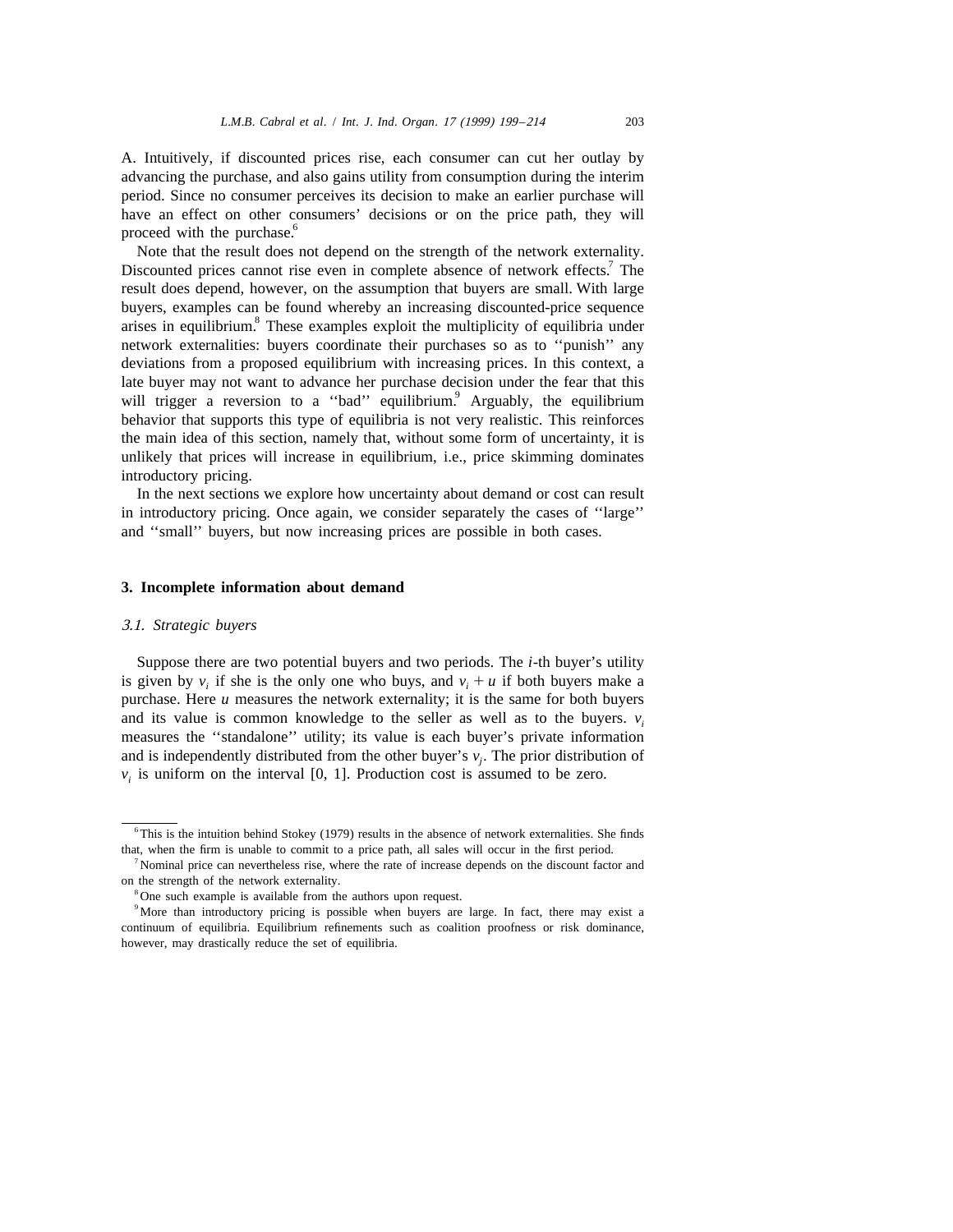A. Intuitively, if discounted prices rise, each consumer can cut her outlay by advancing the purchase, and also gains utility from consumption during the interim period. Since no consumer perceives its decision to make an earlier purchase will have an effect on other consumers' decisions or on the price path, they will proceed with the purchase.[6]

Note that the result does not depend on the strength of the network externality. Discounted prices cannot rise even in complete absence of network effects.[7] The result does depend, however, on the assumption that buyers are small. With large buyers, examples can be found whereby an increasing discounted-price sequence arises in equilibrium.[8] These examples exploit the multiplicity of equilibria under network externalities: buyers coordinate their purchases so as to ''punish'' any deviations from a proposed equilibrium with increasing prices. In this context, a late buyer may not want to advance her purchase decision under the fear that this will trigger a reversion to a ''bad'' equilibrium.[9] Arguably, the equilibrium behavior that supports this type of equilibria is not very realistic. This reinforces the main idea of this section, namely that, without some form of uncertainty, it is unlikely that prices will increase in equilibrium, i.e., price skimming dominates introductory pricing.

In the next sections we explore how uncertainty about demand or cost can result in introductory pricing. Once again, we consider separately the cases of ''large'' and ''small'' buyers, but now increasing prices are possible in both cases.

## 3. Incomplete information about demand

### *3.1. Strategic buyers*

Suppose there are two potential buyers and two periods. The *i*-th buyer's utility is given by $v_i$ if she is the only one who buys, and $v_i + u$ if both buyers make a purchase. Here $u$ measures the network externality; it is the same for both buyers and its value is common knowledge to the seller as well as to the buyers. $v_i$ measures the ''standalone'' utility; its value is each buyer's private information and is independently distributed from the other buyer's $v_j$. The prior distribution of $v_i$ is uniform on the interval [0, 1]. Production cost is assumed to be zero.

---

[6] This is the intuition behind Stokey (1979) results in the absence of network externalities. She finds that, when the firm is unable to commit to a price path, all sales will occur in the first period.

[7] Nominal price can nevertheless rise, where the rate of increase depends on the discount factor and on the strength of the network externality.

[8] One such example is available from the authors upon request.

[9] More than introductory pricing is possible when buyers are large. In fact, there may exist a continuum of equilibria. Equilibrium refinements such as coalition proofness or risk dominance, however, may drastically reduce the set of equilibria.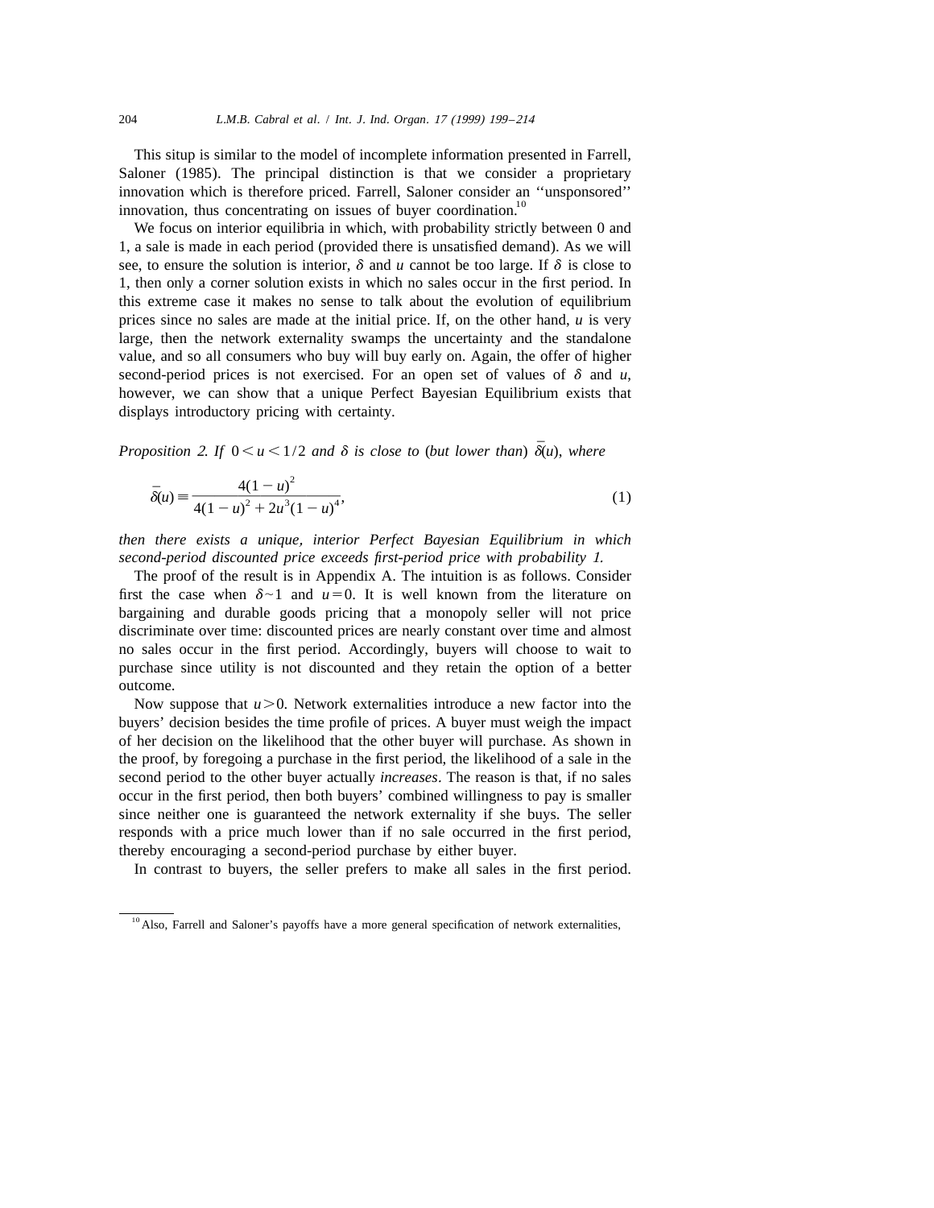This situp is similar to the model of incomplete information presented in Farrell, Saloner (1985). The principal distinction is that we consider a proprietary innovation which is therefore priced. Farrell, Saloner consider an ''unsponsored'' innovation, thus concentrating on issues of buyer coordination.[10]

We focus on interior equilibria in which, with probability strictly between 0 and 1, a sale is made in each period (provided there is unsatisfied demand). As we will see, to ensure the solution is interior, $\delta$ and $u$ cannot be too large. If $\delta$ is close to 1, then only a corner solution exists in which no sales occur in the first period. In this extreme case it makes no sense to talk about the evolution of equilibrium prices since no sales are made at the initial price. If, on the other hand, $u$ is very large, then the network externality swamps the uncertainty and the standalone value, and so all consumers who buy will buy early on. Again, the offer of higher second-period prices is not exercised. For an open set of values of $\delta$ and $u$, however, we can show that a unique Perfect Bayesian Equilibrium exists that displays introductory pricing with certainty.

*Proposition 2. If $0 < u < 1/2$ and $\delta$ is close to (but lower than) $\bar{\delta}(u)$, where*

$$\bar{\delta}(u) \equiv \frac{4(1-u)^2}{4(1-u)^2 + 2u^3(1-u)^4}, \tag{1}$$

*then there exists a unique, interior Perfect Bayesian Equilibrium in which second-period discounted price exceeds first-period price with probability 1.*

The proof of the result is in Appendix A. The intuition is as follows. Consider first the case when $\delta \sim 1$ and $u = 0$. It is well known from the literature on bargaining and durable goods pricing that a monopoly seller will not price discriminate over time: discounted prices are nearly constant over time and almost no sales occur in the first period. Accordingly, buyers will choose to wait to purchase since utility is not discounted and they retain the option of a better outcome.

Now suppose that $u > 0$. Network externalities introduce a new factor into the buyers' decision besides the time profile of prices. A buyer must weigh the impact of her decision on the likelihood that the other buyer will purchase. As shown in the proof, by foregoing a purchase in the first period, the likelihood of a sale in the second period to the other buyer actually *increases*. The reason is that, if no sales occur in the first period, then both buyers' combined willingness to pay is smaller since neither one is guaranteed the network externality if she buys. The seller responds with a price much lower than if no sale occurred in the first period, thereby encouraging a second-period purchase by either buyer.

In contrast to buyers, the seller prefers to make all sales in the first period.

[10] Also, Farrell and Saloner's payoffs have a more general specification of network externalities,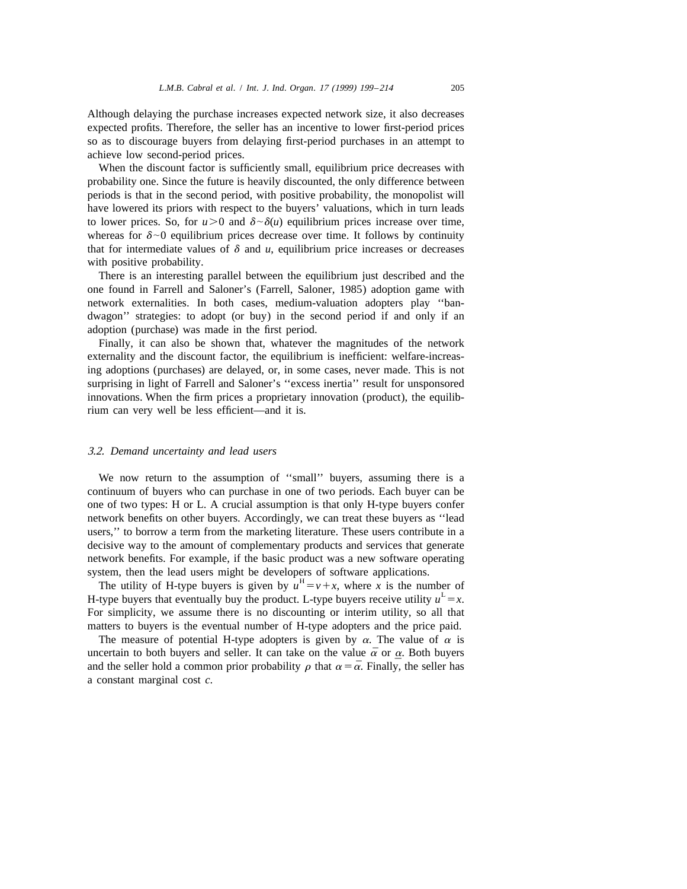Although delaying the purchase increases expected network size, it also decreases expected profits. Therefore, the seller has an incentive to lower first-period prices so as to discourage buyers from delaying first-period purchases in an attempt to achieve low second-period prices.

When the discount factor is sufficiently small, equilibrium price decreases with probability one. Since the future is heavily discounted, the only difference between periods is that in the second period, with positive probability, the monopolist will have lowered its priors with respect to the buyers' valuations, which in turn leads to lower prices. So, for $u > 0$ and $\delta \sim \delta(u)$ equilibrium prices increase over time, whereas for $\delta \sim 0$ equilibrium prices decrease over time. It follows by continuity that for intermediate values of $\delta$ and $u$, equilibrium price increases or decreases with positive probability.

There is an interesting parallel between the equilibrium just described and the one found in Farrell and Saloner's (Farrell, Saloner, 1985) adoption game with network externalities. In both cases, medium-valuation adopters play ''bandwagon'' strategies: to adopt (or buy) in the second period if and only if an adoption (purchase) was made in the first period.

Finally, it can also be shown that, whatever the magnitudes of the network externality and the discount factor, the equilibrium is inefficient: welfare-increasing adoptions (purchases) are delayed, or, in some cases, never made. This is not surprising in light of Farrell and Saloner's ''excess inertia'' result for unsponsored innovations. When the firm prices a proprietary innovation (product), the equilibrium can very well be less efficient—and it is.

### *3.2. Demand uncertainty and lead users*

We now return to the assumption of ''small'' buyers, assuming there is a continuum of buyers who can purchase in one of two periods. Each buyer can be one of two types: H or L. A crucial assumption is that only H-type buyers confer network benefits on other buyers. Accordingly, we can treat these buyers as ''lead users,'' to borrow a term from the marketing literature. These users contribute in a decisive way to the amount of complementary products and services that generate network benefits. For example, if the basic product was a new software operating system, then the lead users might be developers of software applications.

The utility of H-type buyers is given by $u^{H} = v + x$, where $x$ is the number of H-type buyers that eventually buy the product. L-type buyers receive utility $u^{L} = x$. For simplicity, we assume there is no discounting or interim utility, so all that matters to buyers is the eventual number of H-type adopters and the price paid.

The measure of potential H-type adopters is given by $\alpha$. The value of $\alpha$ is uncertain to both buyers and seller. It can take on the value $\bar{\alpha}$ or $\underline{\alpha}$. Both buyers and the seller hold a common prior probability $\rho$ that $\alpha = \bar{\alpha}$. Finally, the seller has a constant marginal cost $c$.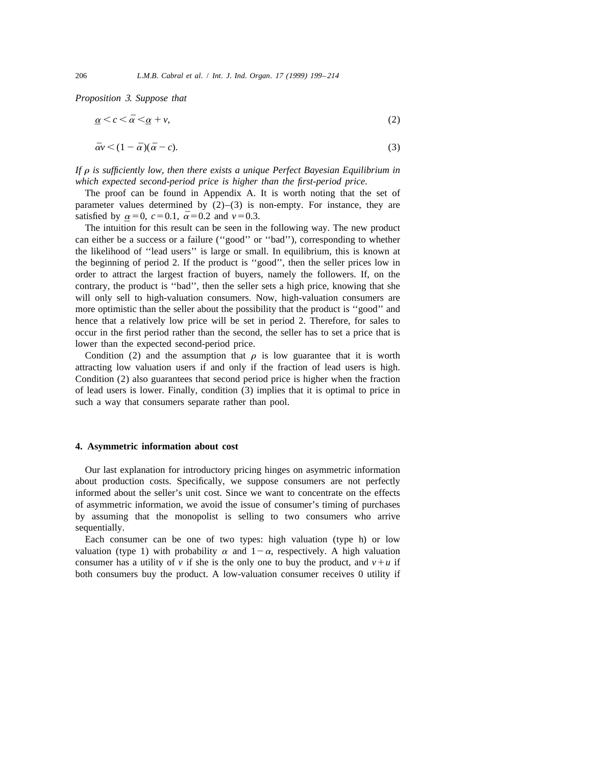*Proposition 3*. *Suppose that*

$$\underline{\alpha} < c < \bar{\alpha} < \underline{\alpha} + v, \tag{2}$$

$$\bar{\alpha} v < (1 - \bar{\alpha})(\bar{\alpha} - c). \tag{3}$$

*If $\rho$ is sufficiently low, then there exists a unique Perfect Bayesian Equilibrium in which expected second-period price is higher than the first-period price.*

The proof can be found in Appendix A. It is worth noting that the set of parameter values determined by (2)–(3) is non-empty. For instance, they are satisfied by $\underline{\alpha} = 0$, $c = 0.1$, $\bar{\alpha} = 0.2$ and $v = 0.3$.

The intuition for this result can be seen in the following way. The new product can either be a success or a failure (''good'' or ''bad''), corresponding to whether the likelihood of ''lead users'' is large or small. In equilibrium, this is known at the beginning of period 2. If the product is ''good'', then the seller prices low in order to attract the largest fraction of buyers, namely the followers. If, on the contrary, the product is ''bad'', then the seller sets a high price, knowing that she will only sell to high-valuation consumers. Now, high-valuation consumers are more optimistic than the seller about the possibility that the product is ''good'' and hence that a relatively low price will be set in period 2. Therefore, for sales to occur in the first period rather than the second, the seller has to set a price that is lower than the expected second-period price.

Condition (2) and the assumption that $\rho$ is low guarantee that it is worth attracting low valuation users if and only if the fraction of lead users is high. Condition (2) also guarantees that second period price is higher when the fraction of lead users is lower. Finally, condition (3) implies that it is optimal to price in such a way that consumers separate rather than pool.

## 4. Asymmetric information about cost

Our last explanation for introductory pricing hinges on asymmetric information about production costs. Specifically, we suppose consumers are not perfectly informed about the seller's unit cost. Since we want to concentrate on the effects of asymmetric information, we avoid the issue of consumer's timing of purchases by assuming that the monopolist is selling to two consumers who arrive sequentially.

Each consumer can be one of two types: high valuation (type h) or low valuation (type l) with probability $\alpha$ and $1-\alpha$, respectively. A high valuation consumer has a utility of $v$ if she is the only one to buy the product, and $v+u$ if both consumers buy the product. A low-valuation consumer receives 0 utility if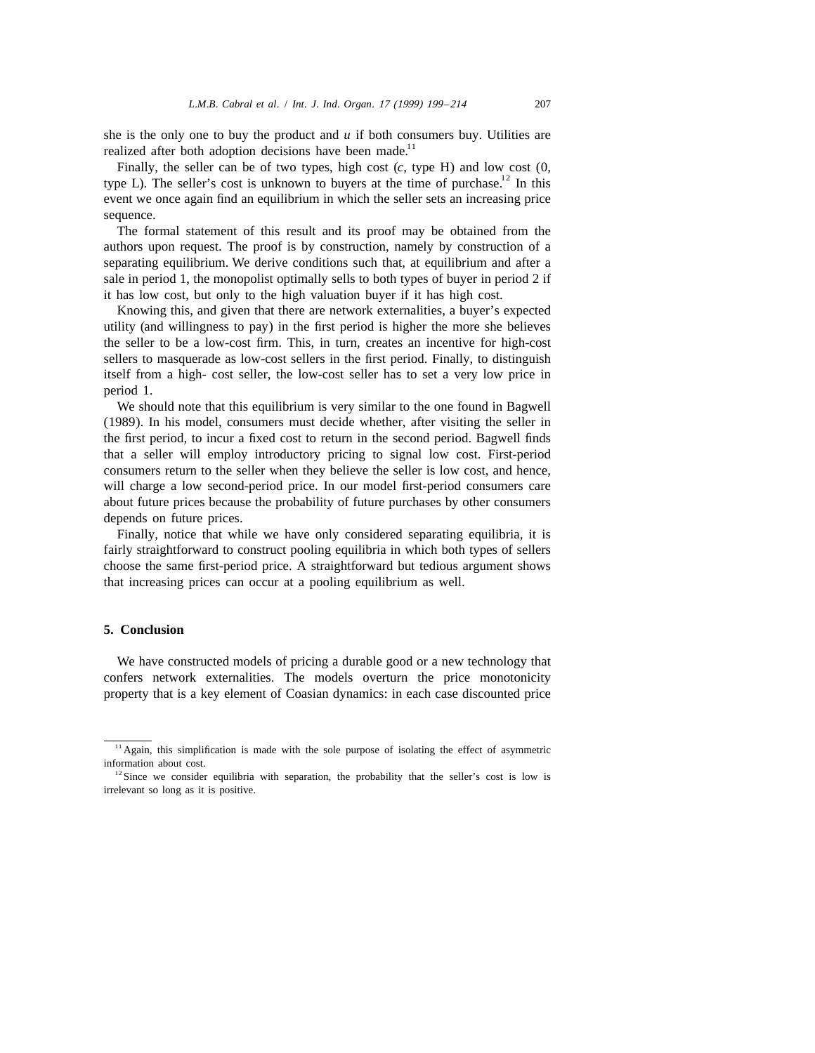she is the only one to buy the product and $u$ if both consumers buy. Utilities are realized after both adoption decisions have been made.[11]

Finally, the seller can be of two types, high cost ($c$, type H) and low cost (0, type L). The seller's cost is unknown to buyers at the time of purchase.[12] In this event we once again find an equilibrium in which the seller sets an increasing price sequence.

The formal statement of this result and its proof may be obtained from the authors upon request. The proof is by construction, namely by construction of a separating equilibrium. We derive conditions such that, at equilibrium and after a sale in period 1, the monopolist optimally sells to both types of buyer in period 2 if it has low cost, but only to the high valuation buyer if it has high cost.

Knowing this, and given that there are network externalities, a buyer's expected utility (and willingness to pay) in the first period is higher the more she believes the seller to be a low-cost firm. This, in turn, creates an incentive for high-cost sellers to masquerade as low-cost sellers in the first period. Finally, to distinguish itself from a high- cost seller, the low-cost seller has to set a very low price in period 1.

We should note that this equilibrium is very similar to the one found in Bagwell (1989). In his model, consumers must decide whether, after visiting the seller in the first period, to incur a fixed cost to return in the second period. Bagwell finds that a seller will employ introductory pricing to signal low cost. First-period consumers return to the seller when they believe the seller is low cost, and hence, will charge a low second-period price. In our model first-period consumers care about future prices because the probability of future purchases by other consumers depends on future prices.

Finally, notice that while we have only considered separating equilibria, it is fairly straightforward to construct pooling equilibria in which both types of sellers choose the same first-period price. A straightforward but tedious argument shows that increasing prices can occur at a pooling equilibrium as well.

## 5. Conclusion

We have constructed models of pricing a durable good or a new technology that confers network externalities. The models overturn the price monotonicity property that is a key element of Coasian dynamics: in each case discounted price

---

[11] Again, this simplification is made with the sole purpose of isolating the effect of asymmetric information about cost.

[12] Since we consider equilibria with separation, the probability that the seller's cost is low is irrelevant so long as it is positive.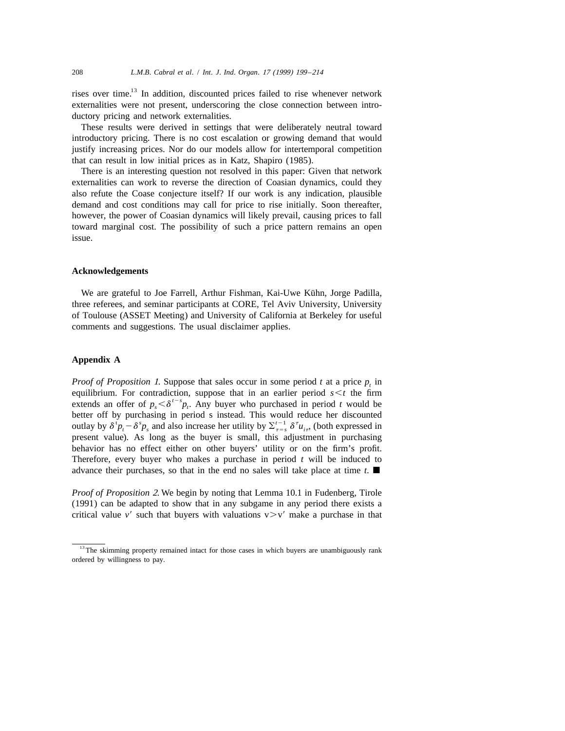rises over time.[13] In addition, discounted prices failed to rise whenever network externalities were not present, underscoring the close connection between introductory pricing and network externalities.

These results were derived in settings that were deliberately neutral toward introductory pricing. There is no cost escalation or growing demand that would justify increasing prices. Nor do our models allow for intertemporal competition that can result in low initial prices as in Katz, Shapiro (1985).

There is an interesting question not resolved in this paper: Given that network externalities can work to reverse the direction of Coasian dynamics, could they also refute the Coase conjecture itself? If our work is any indication, plausible demand and cost conditions may call for price to rise initially. Soon thereafter, however, the power of Coasian dynamics will likely prevail, causing prices to fall toward marginal cost. The possibility of such a price pattern remains an open issue.

## Acknowledgements

We are grateful to Joe Farrell, Arthur Fishman, Kai-Uwe Kühn, Jorge Padilla, three referees, and seminar participants at CORE, Tel Aviv University, University of Toulouse (ASSET Meeting) and University of California at Berkeley for useful comments and suggestions. The usual disclaimer applies.

## Appendix A

*Proof of Proposition 1.* Suppose that sales occur in some period $t$ at a price $p_t$ in equilibrium. For contradiction, suppose that in an earlier period $s<t$ the firm extends an offer of $p_s<\delta^{t-s}p_t$. Any buyer who purchased in period $t$ would be better off by purchasing in period s instead. This would reduce her discounted outlay by $\delta^t p_t-\delta^s p_s$ and also increase her utility by $\Sigma_{\tau=s}^{t-1}\,\delta^\tau u_{i\tau}$, (both expressed in present value). As long as the buyer is small, this adjustment in purchasing behavior has no effect either on other buyers' utility or on the firm's profit. Therefore, every buyer who makes a purchase in period $t$ will be induced to advance their purchases, so that in the end no sales will take place at time $t$. ■

*Proof of Proposition 2.* We begin by noting that Lemma 10.1 in Fudenberg, Tirole (1991) can be adapted to show that in any subgame in any period there exists a critical value $v'$ such that buyers with valuations $v>v'$ make a purchase in that

[13] The skimming property remained intact for those cases in which buyers are unambiguously rank ordered by willingness to pay.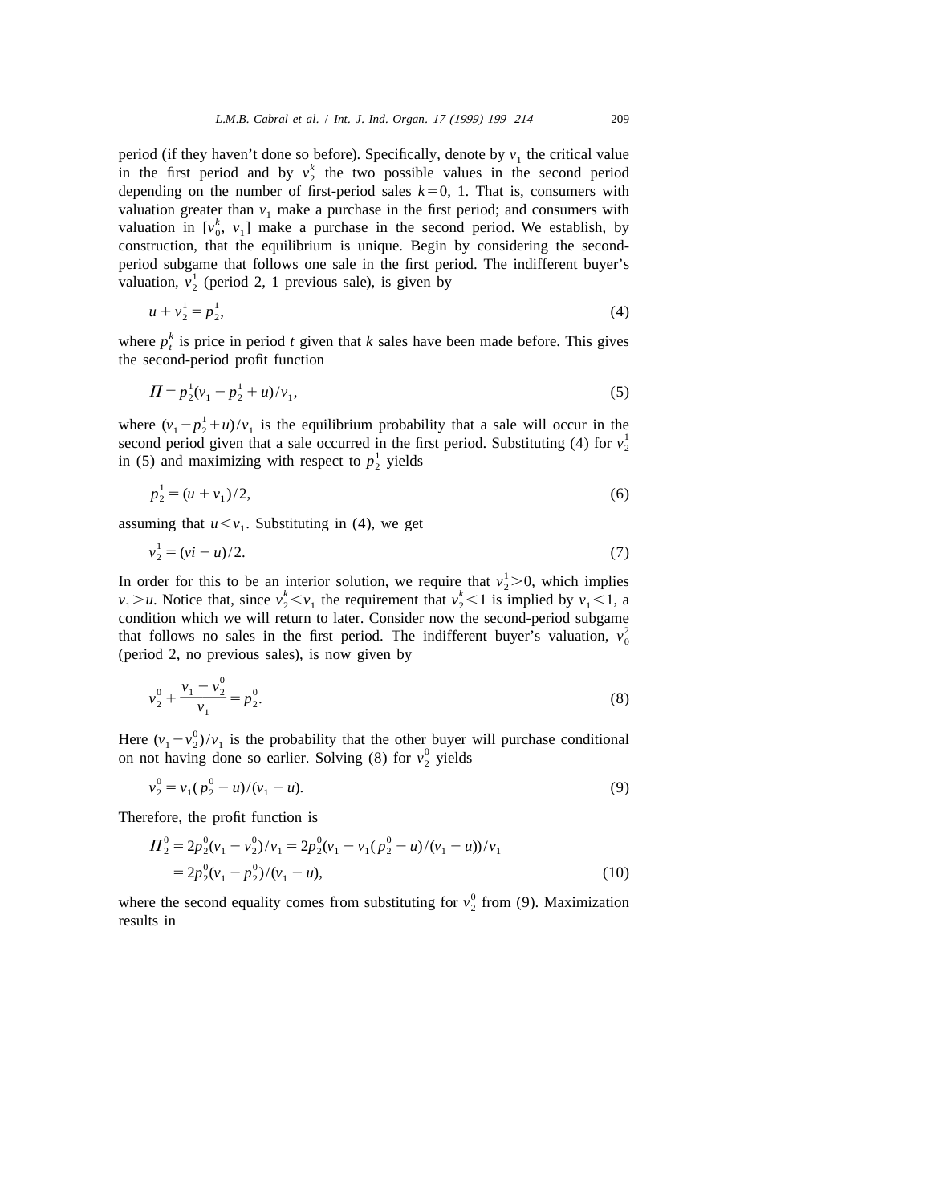period (if they haven't done so before). Specifically, denote by $v_1$ the critical value in the first period and by $v_2^k$ the two possible values in the second period depending on the number of first-period sales $k=0$, 1. That is, consumers with valuation greater than $v_1$ make a purchase in the first period; and consumers with valuation in $[v_0^k, v_1]$ make a purchase in the second period. We establish, by construction, that the equilibrium is unique. Begin by considering the second-period subgame that follows one sale in the first period. The indifferent buyer's valuation, $v_2^1$ (period 2, 1 previous sale), is given by

$$u + v_2^1 = p_2^1, \tag{4}$$

where $p_t^k$ is price in period $t$ given that $k$ sales have been made before. This gives the second-period profit function

$$\Pi = p_2^1(v_1 - p_2^1 + u)/v_1, \tag{5}$$

where $(v_1 - p_2^1 + u)/v_1$ is the equilibrium probability that a sale will occur in the second period given that a sale occurred in the first period. Substituting (4) for $v_2^1$ in (5) and maximizing with respect to $p_2^1$ yields

$$p_2^1 = (u + v_1)/2, \tag{6}$$

assuming that $u < v_1$. Substituting in (4), we get

$$v_2^1 = (vi - u)/2. \tag{7}$$

In order for this to be an interior solution, we require that $v_2^1 > 0$, which implies $v_1 > u$. Notice that, since $v_2^k < v_1$ the requirement that $v_2^k < 1$ is implied by $v_1 < 1$, a condition which we will return to later. Consider now the second-period subgame that follows no sales in the first period. The indifferent buyer's valuation, $v_0^2$ (period 2, no previous sales), is now given by

$$v_2^0 + \frac{v_1 - v_2^0}{v_1} = p_2^0. \tag{8}$$

Here $(v_1 - v_2^0)/v_1$ is the probability that the other buyer will purchase conditional on not having done so earlier. Solving (8) for $v_2^0$ yields

$$v_2^0 = v_1(p_2^0 - u)/(v_1 - u). \tag{9}$$

Therefore, the profit function is

$$\begin{aligned}\Pi_2^0 &= 2p_2^0(v_1 - v_2^0)/v_1 = 2p_2^0(v_1 - v_1(p_2^0 - u)/(v_1 - u))/v_1 \\ &= 2p_2^0(v_1 - p_2^0)/(v_1 - u),\end{aligned} \tag{10}$$

where the second equality comes from substituting for $v_2^0$ from (9). Maximization results in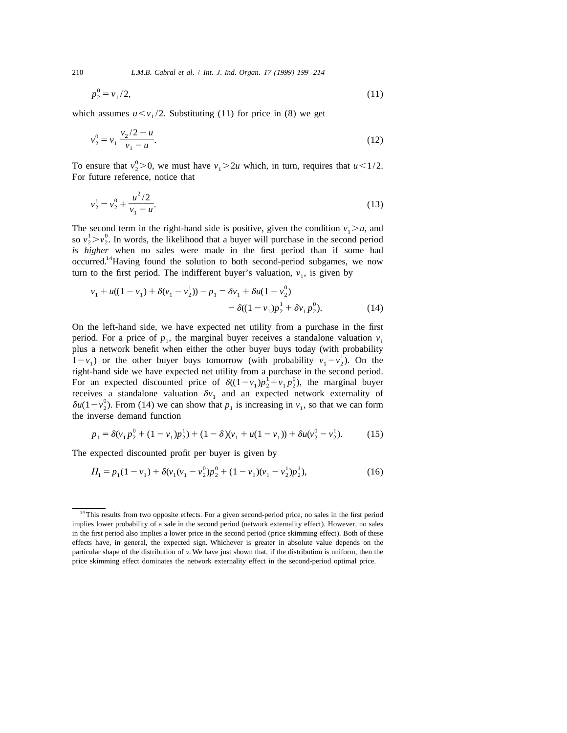$$p_2^0 = v_1/2, \tag{11}$$

which assumes $u < v_1/2$. Substituting (11) for price in (8) we get

$$v_2^0 = v_1 \frac{v_2/2 - u}{v_1 - u}. \tag{12}$$

To ensure that $v_2^0 > 0$, we must have $v_1 > 2u$ which, in turn, requires that $u < 1/2$. For future reference, notice that

$$v_2^1 = v_2^0 + \frac{u^2/2}{v_1 - u}. \tag{13}$$

The second term in the right-hand side is positive, given the condition $v_1 > u$, and so $v_2^1 > v_2^0$. In words, the likelihood that a buyer will purchase in the second period *is higher* when no sales were made in the first period than if some had occurred.[14] Having found the solution to both second-period subgames, we now turn to the first period. The indifferent buyer's valuation, $v_1$, is given by

$$v_1 + u((1 - v_1) + \delta(v_1 - v_2^1)) - p_1 = \delta v_1 + \delta u(1 - v_2^0) - \delta((1 - v_1)p_2^1 + \delta v_1 p_2^0). \tag{14}$$

On the left-hand side, we have expected net utility from a purchase in the first period. For a price of $p_1$, the marginal buyer receives a standalone valuation $v_1$ plus a network benefit when either the other buyer buys today (with probability $1 - v_1$) or the other buyer buys tomorrow (with probability $v_1 - v_2^1$). On the right-hand side we have expected net utility from a purchase in the second period. For an expected discounted price of $\delta((1 - v_1)p_2^1 + v_1 p_2^0)$, the marginal buyer receives a standalone valuation $\delta v_1$ and an expected network externality of $\delta u(1 - v_2^0)$. From (14) we can show that $p_1$ is increasing in $v_1$, so that we can form the inverse demand function

$$p_1 = \delta(v_1 p_2^0 + (1 - v_1)p_2^1) + (1 - \delta)(v_1 + u(1 - v_1)) + \delta u(v_2^0 - v_2^1). \tag{15}$$

The expected discounted profit per buyer is given by

$$\Pi_1 = p_1(1 - v_1) + \delta(v_1(v_1 - v_2^0)p_2^0 + (1 - v_1)(v_1 - v_2^1)p_2^1), \tag{16}$$

[14] This results from two opposite effects. For a given second-period price, no sales in the first period implies lower probability of a sale in the second period (network externality effect). However, no sales in the first period also implies a lower price in the second period (price skimming effect). Both of these effects have, in general, the expected sign. Whichever is greater in absolute value depends on the particular shape of the distribution of $v$. We have just shown that, if the distribution is uniform, then the price skimming effect dominates the network externality effect in the second-period optimal price.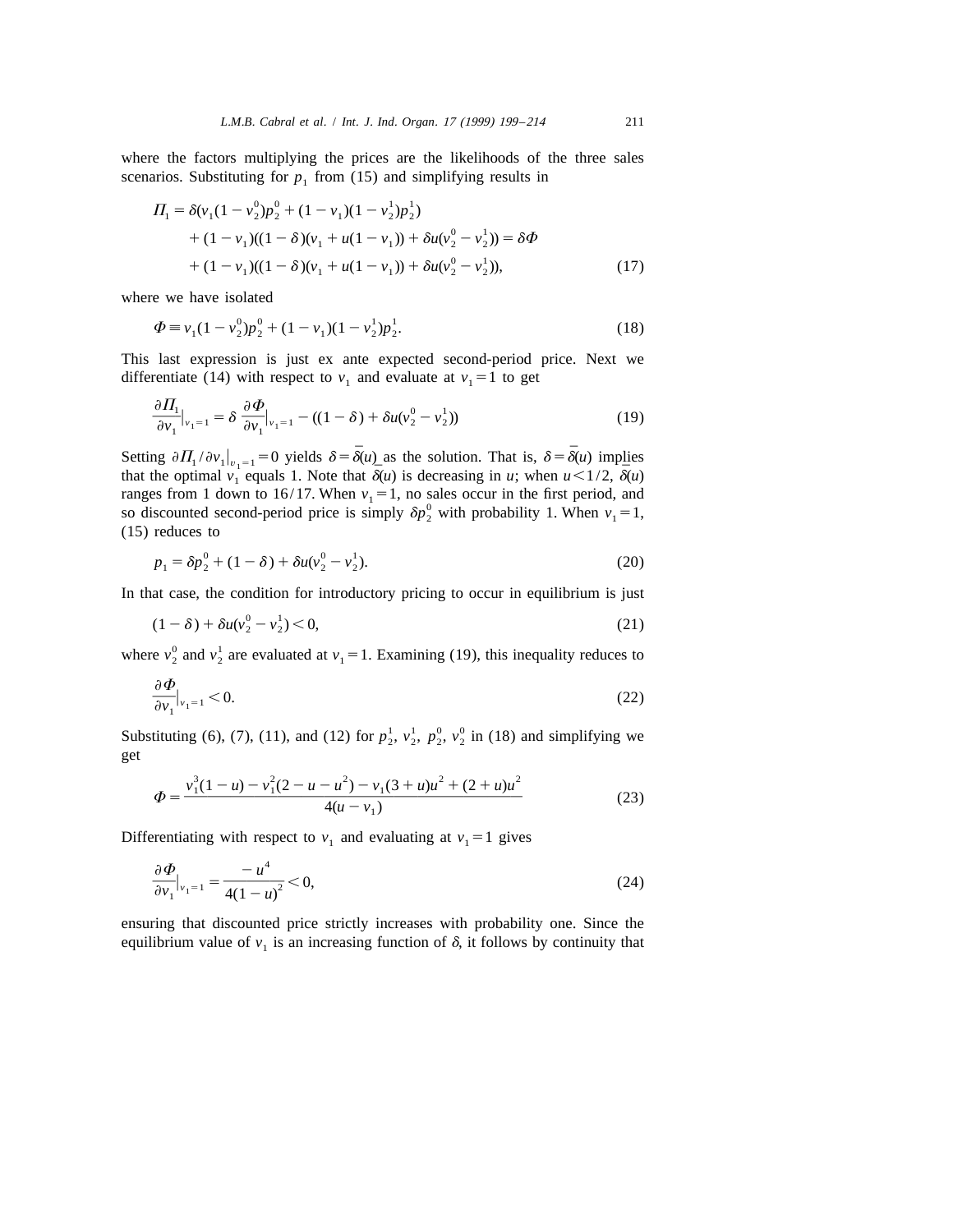where the factors multiplying the prices are the likelihoods of the three sales scenarios. Substituting for $p_1$ from (15) and simplifying results in

$$\begin{aligned}\Pi_1 &= \delta(v_1(1-v_2^0)p_2^0 + (1-v_1)(1-v_2^1)p_2^1) \\ &\quad + (1-v_1)((1-\delta)(v_1 + u(1-v_1)) + \delta u(v_2^0 - v_2^1)) = \delta\Phi \\ &\quad + (1-v_1)((1-\delta)(v_1 + u(1-v_1)) + \delta u(v_2^0 - v_2^1)),\end{aligned} \tag{17}$$

where we have isolated

$$\Phi \equiv v_1(1-v_2^0)p_2^0 + (1-v_1)(1-v_2^1)p_2^1. \tag{18}$$

This last expression is just ex ante expected second-period price. Next we differentiate (14) with respect to $v_1$ and evaluate at $v_1 = 1$ to get

$$\frac{\partial \Pi_1}{\partial v_1}\Big|_{v_1=1} = \delta\, \frac{\partial \Phi}{\partial v_1}\Big|_{v_1=1} - ((1-\delta) + \delta u(v_2^0 - v_2^1)) \tag{19}$$

Setting $\partial \Pi_1 / \partial v_1|_{v_1=1} = 0$ yields $\delta = \bar{\delta}(u)$ as the solution. That is, $\delta = \bar{\delta}(u)$ implies that the optimal $v_1$ equals 1. Note that $\bar{\delta}(u)$ is decreasing in $u$; when $u < 1/2$, $\bar{\delta}(u)$ ranges from 1 down to 16/17. When $v_1 = 1$, no sales occur in the first period, and so discounted second-period price is simply $\delta p_2^0$ with probability 1. When $v_1 = 1$, (15) reduces to

$$p_1 = \delta p_2^0 + (1-\delta) + \delta u(v_2^0 - v_2^1). \tag{20}$$

In that case, the condition for introductory pricing to occur in equilibrium is just

$$(1-\delta) + \delta u(v_2^0 - v_2^1) < 0, \tag{21}$$

where $v_2^0$ and $v_2^1$ are evaluated at $v_1 = 1$. Examining (19), this inequality reduces to

$$\frac{\partial \Phi}{\partial v_1}\Big|_{v_1=1} < 0. \tag{22}$$

Substituting (6), (7), (11), and (12) for $p_2^1$, $v_2^1$, $p_2^0$, $v_2^0$ in (18) and simplifying we get

$$\Phi = \frac{v_1^3(1-u) - v_1^2(2-u-u^2) - v_1(3+u)u^2 + (2+u)u^2}{4(u-v_1)} \tag{23}$$

Differentiating with respect to $v_1$ and evaluating at $v_1 = 1$ gives

$$\frac{\partial \Phi}{\partial v_1}\Big|_{v_1=1} = \frac{-u^4}{4(1-u)^2} < 0, \tag{24}$$

ensuring that discounted price strictly increases with probability one. Since the equilibrium value of $v_1$ is an increasing function of $\delta$, it follows by continuity that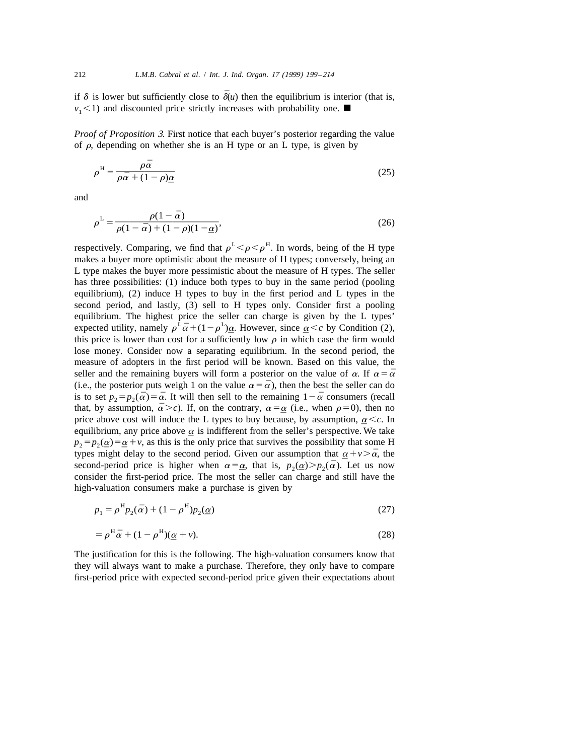if $\delta$ is lower but sufficiently close to $\bar{\delta}(u)$ then the equilibrium is interior (that is, $v_1 < 1$) and discounted price strictly increases with probability one. ■

*Proof of Proposition 3.* First notice that each buyer's posterior regarding the value of $\rho$, depending on whether she is an H type or an L type, is given by

$$\rho^{\mathrm{H}} = \frac{\rho\bar{\alpha}}{\rho\bar{\alpha} + (1-\rho)\underline{\alpha}} \tag{25}$$

and

$$\rho^{\mathrm{L}} = \frac{\rho(1-\bar{\alpha})}{\rho(1-\bar{\alpha}) + (1-\rho)(1-\underline{\alpha})}, \tag{26}$$

respectively. Comparing, we find that $\rho^{\mathrm{L}} < \rho < \rho^{\mathrm{H}}$. In words, being of the H type makes a buyer more optimistic about the measure of H types; conversely, being an L type makes the buyer more pessimistic about the measure of H types. The seller has three possibilities: (1) induce both types to buy in the same period (pooling equilibrium), (2) induce H types to buy in the first period and L types in the second period, and lastly, (3) sell to H types only. Consider first a pooling equilibrium. The highest price the seller can charge is given by the L types' expected utility, namely $\rho^{\mathrm{L}}\bar{\alpha} + (1-\rho^{\mathrm{L}})\underline{\alpha}$. However, since $\underline{\alpha} < c$ by Condition (2), this price is lower than cost for a sufficiently low $\rho$ in which case the firm would lose money. Consider now a separating equilibrium. In the second period, the measure of adopters in the first period will be known. Based on this value, the seller and the remaining buyers will form a posterior on the value of $\alpha$. If $\alpha = \bar{\alpha}$ (i.e., the posterior puts weigh 1 on the value $\alpha = \bar{\alpha}$), then the best the seller can do is to set $p_2 = p_2(\bar{\alpha}) = \bar{\alpha}$. It will then sell to the remaining $1 - \bar{\alpha}$ consumers (recall that, by assumption, $\bar{\alpha} > c$). If, on the contrary, $\alpha = \underline{\alpha}$ (i.e., when $\rho = 0$), then no price above cost will induce the L types to buy because, by assumption, $\underline{\alpha} < c$. In equilibrium, any price above $\underline{\alpha}$ is indifferent from the seller's perspective. We take $p_2 = p_2(\underline{\alpha}) = \underline{\alpha} + v$, as this is the only price that survives the possibility that some H types might delay to the second period. Given our assumption that $\underline{\alpha} + v > \bar{\alpha}$, the second-period price is higher when $\alpha = \underline{\alpha}$, that is, $p_2(\underline{\alpha}) > p_2(\bar{\alpha})$. Let us now consider the first-period price. The most the seller can charge and still have the high-valuation consumers make a purchase is given by

$$p_1 = \rho^{\mathrm{H}} p_2(\bar{\alpha}) + (1-\rho^{\mathrm{H}}) p_2(\underline{\alpha}) \tag{27}$$

$$= \rho^{\mathrm{H}}\bar{\alpha} + (1-\rho^{\mathrm{H}})(\underline{\alpha} + v). \tag{28}$$

The justification for this is the following. The high-valuation consumers know that they will always want to make a purchase. Therefore, they only have to compare first-period price with expected second-period price given their expectations about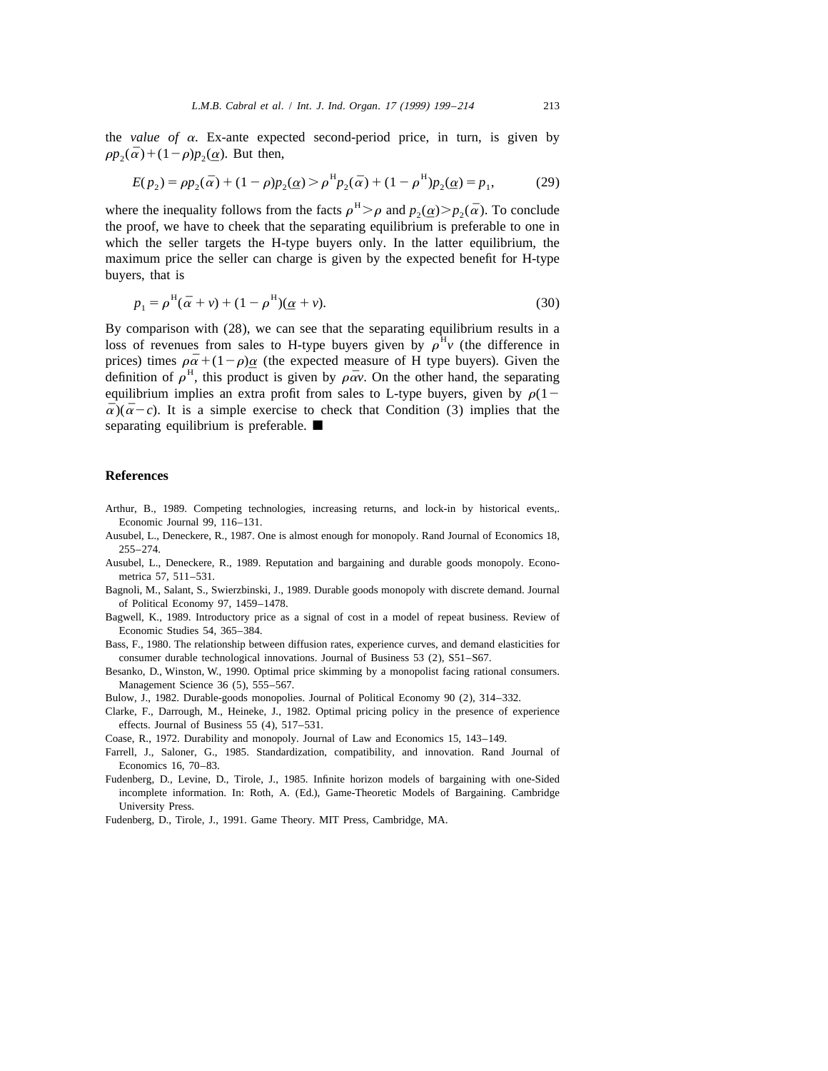the *value of* $\alpha$. Ex-ante expected second-period price, in turn, is given by $\rho p_2(\bar{\alpha})+(1-\rho)p_2(\underline{\alpha})$. But then,

$$E(p_2) = \rho p_2(\bar{\alpha}) + (1-\rho)p_2(\underline{\alpha}) > \rho^{\mathrm{H}} p_2(\bar{\alpha}) + (1-\rho^{\mathrm{H}})p_2(\underline{\alpha}) = p_1, \tag{29}$$

where the inequality follows from the facts $\rho^{\mathrm{H}} > \rho$ and $p_2(\underline{\alpha}) > p_2(\bar{\alpha})$. To conclude the proof, we have to cheek that the separating equilibrium is preferable to one in which the seller targets the H-type buyers only. In the latter equilibrium, the maximum price the seller can charge is given by the expected benefit for H-type buyers, that is

$$p_1 = \rho^{\mathrm{H}}(\bar{\alpha} + v) + (1-\rho^{\mathrm{H}})(\underline{\alpha} + v). \tag{30}$$

By comparison with (28), we can see that the separating equilibrium results in a loss of revenues from sales to H-type buyers given by $\rho^{\mathrm{H}} v$ (the difference in prices) times $\rho\bar{\alpha}+(1-\rho)\underline{\alpha}$ (the expected measure of H type buyers). Given the definition of $\rho^{\mathrm{H}}$, this product is given by $\rho\bar{\alpha}v$. On the other hand, the separating equilibrium implies an extra profit from sales to L-type buyers, given by $\rho(1-\bar{\alpha})(\bar{\alpha}-c)$. It is a simple exercise to check that Condition (3) implies that the separating equilibrium is preferable. ■

## References

- Arthur, B., 1989. Competing technologies, increasing returns, and lock-in by historical events,. Economic Journal 99, 116–131.
- Ausubel, L., Deneckere, R., 1987. One is almost enough for monopoly. Rand Journal of Economics 18, 255–274.
- Ausubel, L., Deneckere, R., 1989. Reputation and bargaining and durable goods monopoly. Econometrica 57, 511–531.
- Bagnoli, M., Salant, S., Swierzbinski, J., 1989. Durable goods monopoly with discrete demand. Journal of Political Economy 97, 1459–1478.
- Bagwell, K., 1989. Introductory price as a signal of cost in a model of repeat business. Review of Economic Studies 54, 365–384.
- Bass, F., 1980. The relationship between diffusion rates, experience curves, and demand elasticities for consumer durable technological innovations. Journal of Business 53 (2), S51–S67.
- Besanko, D., Winston, W., 1990. Optimal price skimming by a monopolist facing rational consumers. Management Science 36 (5), 555–567.
- Bulow, J., 1982. Durable-goods monopolies. Journal of Political Economy 90 (2), 314–332.
- Clarke, F., Darrough, M., Heineke, J., 1982. Optimal pricing policy in the presence of experience effects. Journal of Business 55 (4), 517–531.
- Coase, R., 1972. Durability and monopoly. Journal of Law and Economics 15, 143–149.
- Farrell, J., Saloner, G., 1985. Standardization, compatibility, and innovation. Rand Journal of Economics 16, 70–83.
- Fudenberg, D., Levine, D., Tirole, J., 1985. Infinite horizon models of bargaining with one-Sided incomplete information. In: Roth, A. (Ed.), Game-Theoretic Models of Bargaining. Cambridge University Press.
- Fudenberg, D., Tirole, J., 1991. Game Theory. MIT Press, Cambridge, MA.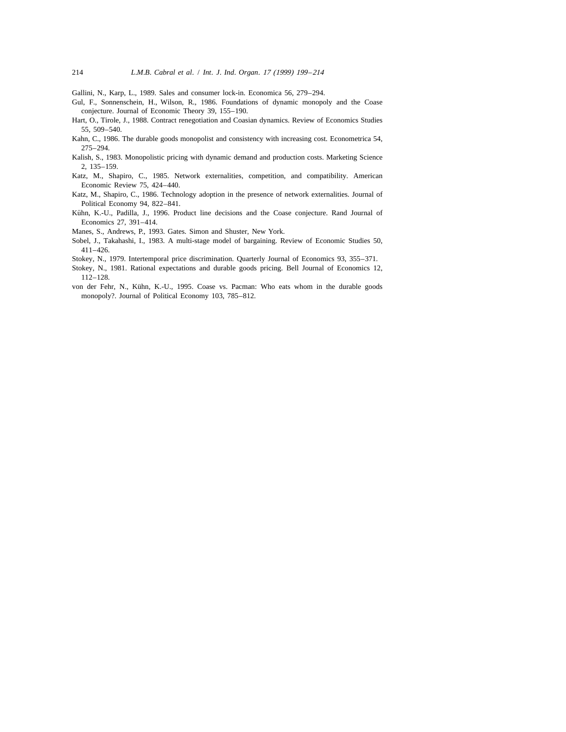Gallini, N., Karp, L., 1989. Sales and consumer lock-in. Economica 56, 279–294.

Gul, F., Sonnenschein, H., Wilson, R., 1986. Foundations of dynamic monopoly and the Coase conjecture. Journal of Economic Theory 39, 155–190.

Hart, O., Tirole, J., 1988. Contract renegotiation and Coasian dynamics. Review of Economics Studies 55, 509–540.

Kahn, C., 1986. The durable goods monopolist and consistency with increasing cost. Econometrica 54, 275–294.

Kalish, S., 1983. Monopolistic pricing with dynamic demand and production costs. Marketing Science 2, 135–159.

Katz, M., Shapiro, C., 1985. Network externalities, competition, and compatibility. American Economic Review 75, 424–440.

Katz, M., Shapiro, C., 1986. Technology adoption in the presence of network externalities. Journal of Political Economy 94, 822–841.

Kühn, K.-U., Padilla, J., 1996. Product line decisions and the Coase conjecture. Rand Journal of Economics 27, 391–414.

Manes, S., Andrews, P., 1993. Gates. Simon and Shuster, New York.

Sobel, J., Takahashi, I., 1983. A multi-stage model of bargaining. Review of Economic Studies 50, 411–426.

Stokey, N., 1979. Intertemporal price discrimination. Quarterly Journal of Economics 93, 355–371.

Stokey, N., 1981. Rational expectations and durable goods pricing. Bell Journal of Economics 12, 112–128.

von der Fehr, N., Kühn, K.-U., 1995. Coase vs. Pacman: Who eats whom in the durable goods monopoly?. Journal of Political Economy 103, 785–812.